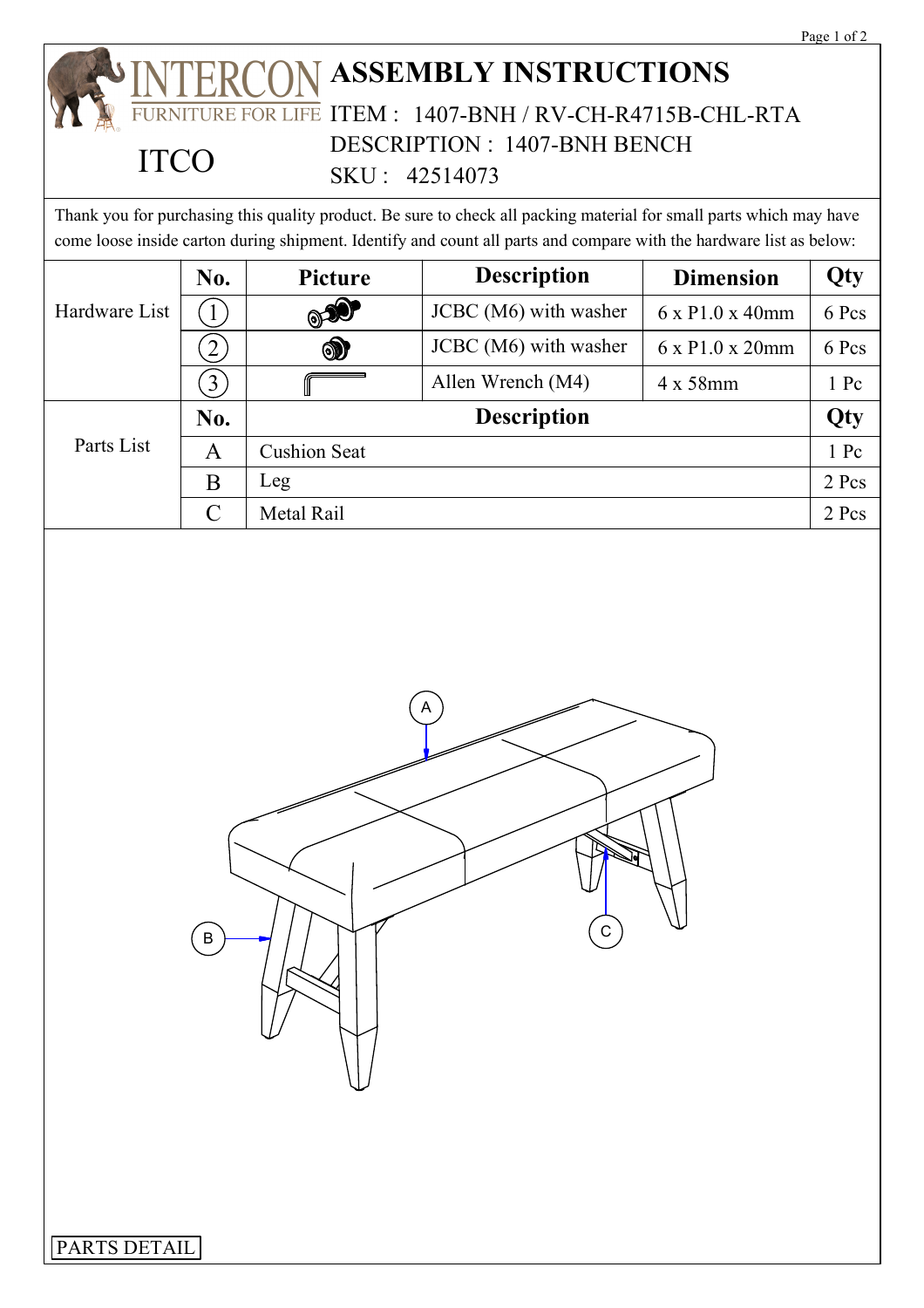INTERCON FURNITURE FOR LIFE

ITCO

# ASSEMBLY INSTRUCTIONS

ITEM : 1407-BNH / RV-CH-R4715B-CHL-RTA

DESCRIPTION : 1407-BNH BENCH

SKU : 42514073

Thank you for purchasing this quality product. Be sure to check all packing material for small parts which may have come loose inside carton during shipment. Identify and count all parts and compare with the hardware list as below:

| | No. | Picture | Description | Dimension | Qty |
|---|---|---|---|---|---|
| Hardware List | 1 | | JCBC (M6) with washer | 6 x P1.0 x 40mm | 6 Pcs |
| | 2 | | JCBC (M6) with washer | 6 x P1.0 x 20mm | 6 Pcs |
| | 3 | | Allen Wrench (M4) | 4 x 58mm | 1 Pc |

| | No. | Description | Qty |
|---|---|---|---|
| Parts List | A | Cushion Seat | 1 Pc |
| | B | Leg | 2 Pcs |
| | C | Metal Rail | 2 Pcs |

A

B

C

PARTS DETAIL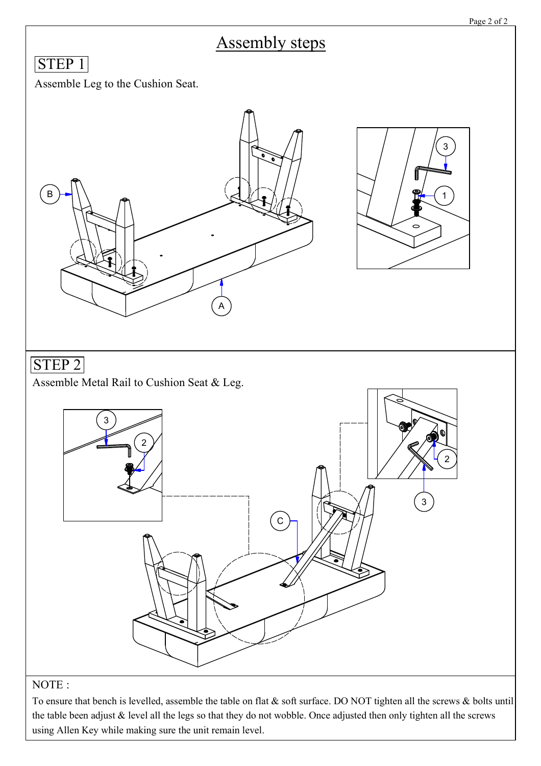# Assembly steps

## STEP 1

Assemble Leg to the Cushion Seat.

B

A

3

1

## STEP 2

Assemble Metal Rail to Cushion Seat & Leg.

3

2

C

2

3

NOTE :

To ensure that bench is levelled, assemble the table on flat & soft surface. DO NOT tighten all the screws & bolts until the table been adjust & level all the legs so that they do not wobble. Once adjusted then only tighten all the screws using Allen Key while making sure the unit remain level.